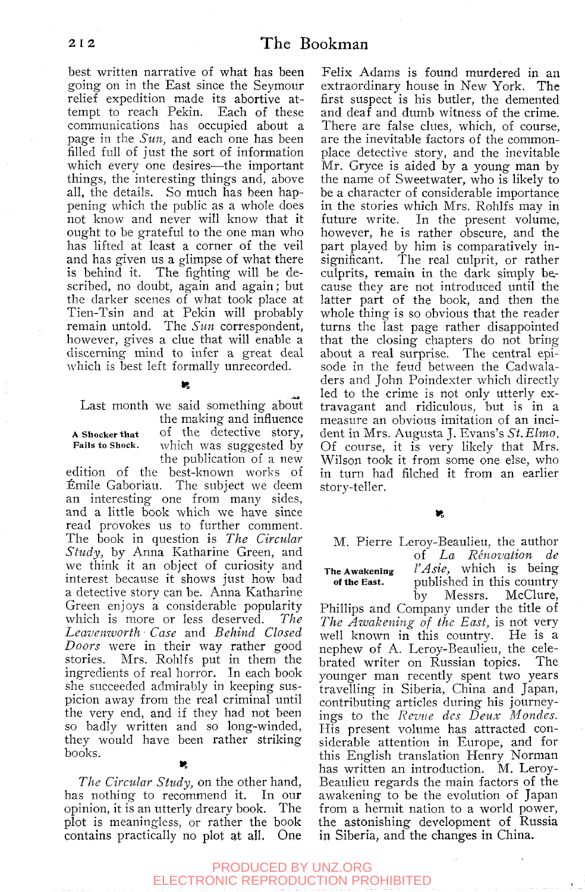best written narrative of what has been going on in the East since the Seymour relief expedition made its abortive attempt to reach Pekin. Each of these communications has occupied about a page in the *Sun,* and each one has been filled full of just the sort of information which every one desires—the important things, the interesting things and, above all, the details. So much has been happening which the public as a whole does not know and never will know that it ought to be grateful to the one man who has lifted at least a corner of the veil and has given us a glimpse of what there is behind it. The fighting will be described, no doubt, again and again; but the darker scenes of what took place at Tien-Tsin and at Pekin will probably remain untold. The *Sun* correspondent, however, gives a clue that will enable a discerning mind to infer a great deal which is best left formally unrecorded.

**A Shocker that Fails to Shock.**

Last month we said something about the making and influence of the detective story, which was suggested by the publication of a new edition of the best-known works of Émile Gaboriau. The subject we deem an interesting one from many sides, and a little book which we have since read provokes us to further comment. The book in question is *The Circular Study,* by Anna Katharine Green, and we think it an object of curiosity and interest because it shows just how bad a detective story can be. Anna Katharine Green enjoys a considerable popularity which is more or less deserved. *The Leavenworth Case* and *Behind Closed Doors* were in their way rather good stories. Mrs. Rohlfs put in them the ingredients of real horror. In each book she succeeded admirably in keeping suspicion away from the real criminal until the very end, and if they had not been so badly written and so long-winded, they would have been rather striking books.

*The Circular Study,* on the other hand, has nothing to recommend it. In our opinion, it is an utterly dreary book. The plot is meaningless, or rather the book contains practically no plot at all. One Felix Adams is found murdered in an extraordinary house in New York. The first suspect is his butler, the demented and deaf and dumb witness of the crime. There are false clues, which, of course, are the inevitable factors of the commonplace detective story, and the inevitable Mr. Gryce is aided by a young man by the name of Sweetwater, who is likely to be a character of considerable importance in the stories which Mrs. Rohlfs may in future write. In the present volume, however, he is rather obscure, and the part played by him is comparatively insignificant. The real culprit, or rather culprits, remain in the dark simply because they are not introduced until the latter part of the book, and then the whole thing is so obvious that the reader turns the last page rather disappointed that the closing chapters do not bring about a real surprise. The central episode in the feud between the Cadwaladers and John Poindexter which directly led to the crime is not only utterly extravagant and ridiculous, but is in a measure an obvious imitation of an incident in Mrs. Augusta J. Evans's *St. Elmo.* Of course, it is very likely that Mrs. Wilson took it from some one else, who in turn had filched it from an earlier story-teller.

**The Awakening of the East.**

M. Pierre Leroy-Beaulieu, the author of *La Rénovation de l'Asie,* which is being published in this country by Messrs. McClure, Phillips and Company under the title of *The Awakening of the East,* is not very well known in this country. He is a nephew of A. Leroy-Beaulieu, the celebrated writer on Russian topics. The younger man recently spent two years travelling in Siberia, China and Japan, contributing articles during his journeyings to the *Revue des Deux Mondes.* His present volume has attracted considerable attention in Europe, and for this English translation Henry Norman has written an introduction. M. Leroy-Beaulieu regards the main factors of the awakening to be the evolution of Japan from a hermit nation to a world power, the astonishing development of Russia in Siberia, and the changes in China.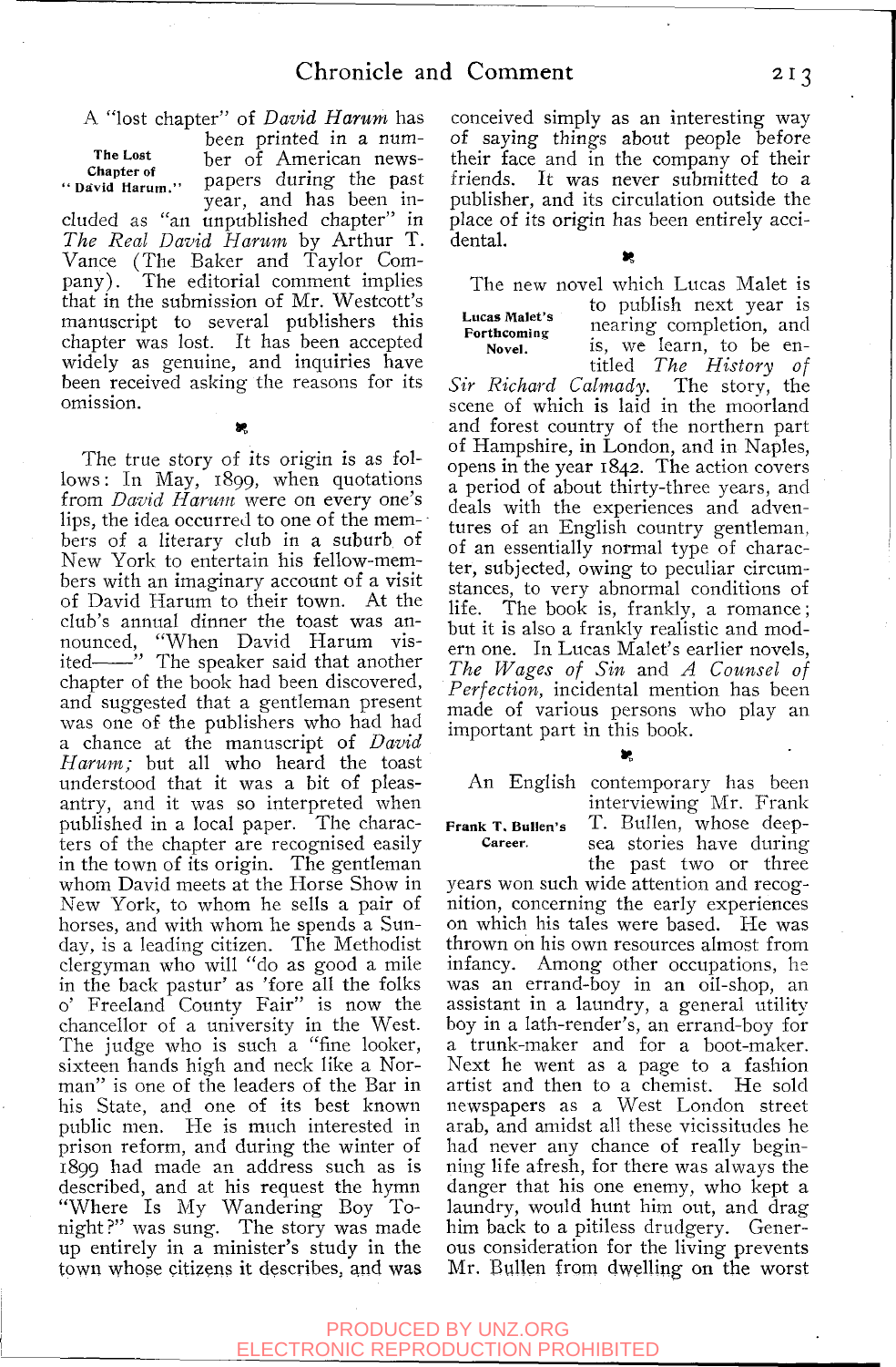**The Lost Chapter of "David Harum."**

A "lost chapter" of *David Harum* has been printed in a number of American newspapers during the past year, and has been included as "an unpublished chapter" in *The Real David Harum* by Arthur T. Vance (The Baker and Taylor Company). The editorial comment implies that in the submission of Mr. Westcott's manuscript to several publishers this chapter was lost. It has been accepted widely as genuine, and inquiries have been received asking the reasons for its omission.

The true story of its origin is as follows: In May, 1899, when quotations from *David Harum* were on every one's lips, the idea occurred to one of the members of a literary club in a suburb of New York to entertain his fellow-members with an imaginary account of a visit of David Harum to their town. At the club's annual dinner the toast was announced, "When David Harum visited——" The speaker said that another chapter of the book had been discovered, and suggested that a gentleman present was one of the publishers who had had a chance at the manuscript of *David Harum;* but all who heard the toast understood that it was a bit of pleasantry, and it was so interpreted when published in a local paper. The characters of the chapter are recognised easily in the town of its origin. The gentleman whom David meets at the Horse Show in New York, to whom he sells a pair of horses, and with whom he spends a Sunday, is a leading citizen. The Methodist clergyman who will "do as good a mile in the back pastur' as 'fore all the folks o' Freeland County Fair" is now the chancellor of a university in the West. The judge who is such a "fine looker, sixteen hands high and neck like a Norman" is one of the leaders of the Bar in his State, and one of its best known public men. He is much interested in prison reform, and during the winter of 1899 had made an address such as is described, and at his request the hymn "Where Is My Wandering Boy Tonight?" was sung. The story was made up entirely in a minister's study in the town whose citizens it describes, and was conceived simply as an interesting way of saying things about people before their face and in the company of their friends. It was never submitted to a publisher, and its circulation outside the place of its origin has been entirely accidental.

**Lucas Malet's Forthcoming Novel.**

The new novel which Lucas Malet is to publish next year is nearing completion, and is, we learn, to be entitled *The History of Sir Richard Calmady*. The story, the scene of which is laid in the moorland and forest country of the northern part of Hampshire, in London, and in Naples, opens in the year 1842. The action covers a period of about thirty-three years, and deals with the experiences and adventures of an English country gentleman, of an essentially normal type of character, subjected, owing to peculiar circumstances, to very abnormal conditions of life. The book is, frankly, a romance; but it is also a frankly realistic and modern one. In Lucas Malet's earlier novels, *The Wages of Sin* and *A Counsel of Perfection*, incidental mention has been made of various persons who play an important part in this book.

**Frank T. Bullen's Career.**

An English contemporary has been interviewing Mr. Frank T. Bullen, whose deep-sea stories have during the past two or three years won such wide attention and recognition, concerning the early experiences on which his tales were based. He was thrown on his own resources almost from infancy. Among other occupations, he was an errand-boy in an oil-shop, an assistant in a laundry, a general utility boy in a lath-render's, an errand-boy for a trunk-maker and for a boot-maker. Next he went as a page to a fashion artist and then to a chemist. He sold newspapers as a West London street arab, and amidst all these vicissitudes he had never any chance of really beginning life afresh, for there was always the danger that his one enemy, who kept a laundry, would hunt him out, and drag him back to a pitiless drudgery. Generous consideration for the living prevents Mr. Bullen from dwelling on the worst